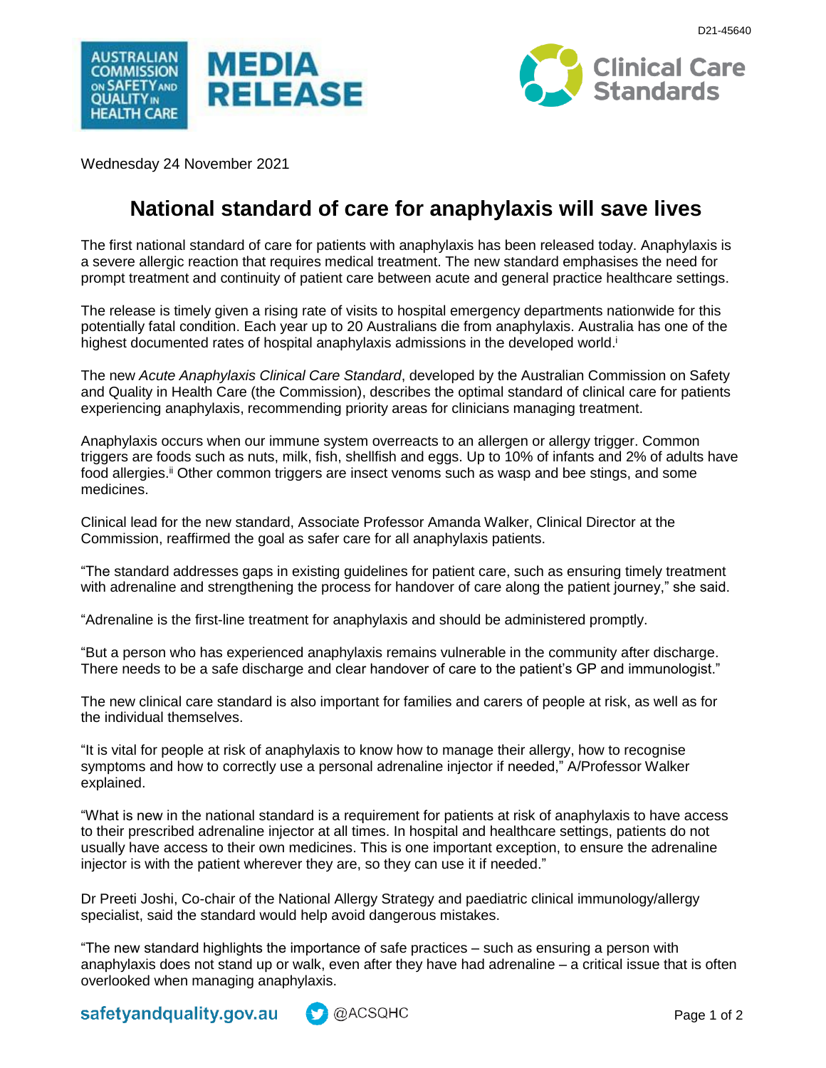D21-45640

MEDIA RELEASE

Wednesday 24 November 2021

# National standard of care for anaphylaxis will save lives

The first national standard of care for patients with anaphylaxis has been released today. Anaphylaxis is a severe allergic reaction that requires medical treatment. The new standard emphasises the need for prompt treatment and continuity of patient care between acute and general practice healthcare settings.

The release is timely given a rising rate of visits to hospital emergency departments nationwide for this potentially fatal condition. Each year up to 20 Australians die from anaphylaxis. Australia has one of the highest documented rates of hospital anaphylaxis admissions in the developed world.[i]

The new *Acute Anaphylaxis Clinical Care Standard*, developed by the Australian Commission on Safety and Quality in Health Care (the Commission), describes the optimal standard of clinical care for patients experiencing anaphylaxis, recommending priority areas for clinicians managing treatment.

Anaphylaxis occurs when our immune system overreacts to an allergen or allergy trigger. Common triggers are foods such as nuts, milk, fish, shellfish and eggs. Up to 10% of infants and 2% of adults have food allergies.[ii] Other common triggers are insect venoms such as wasp and bee stings, and some medicines.

Clinical lead for the new standard, Associate Professor Amanda Walker, Clinical Director at the Commission, reaffirmed the goal as safer care for all anaphylaxis patients.

"The standard addresses gaps in existing guidelines for patient care, such as ensuring timely treatment with adrenaline and strengthening the process for handover of care along the patient journey," she said.

"Adrenaline is the first-line treatment for anaphylaxis and should be administered promptly.

"But a person who has experienced anaphylaxis remains vulnerable in the community after discharge. There needs to be a safe discharge and clear handover of care to the patient's GP and immunologist."

The new clinical care standard is also important for families and carers of people at risk, as well as for the individual themselves.

"It is vital for people at risk of anaphylaxis to know how to manage their allergy, how to recognise symptoms and how to correctly use a personal adrenaline injector if needed," A/Professor Walker explained.

"What is new in the national standard is a requirement for patients at risk of anaphylaxis to have access to their prescribed adrenaline injector at all times. In hospital and healthcare settings, patients do not usually have access to their own medicines. This is one important exception, to ensure the adrenaline injector is with the patient wherever they are, so they can use it if needed."

Dr Preeti Joshi, Co-chair of the National Allergy Strategy and paediatric clinical immunology/allergy specialist, said the standard would help avoid dangerous mistakes.

"The new standard highlights the importance of safe practices – such as ensuring a person with anaphylaxis does not stand up or walk, even after they have had adrenaline – a critical issue that is often overlooked when managing anaphylaxis.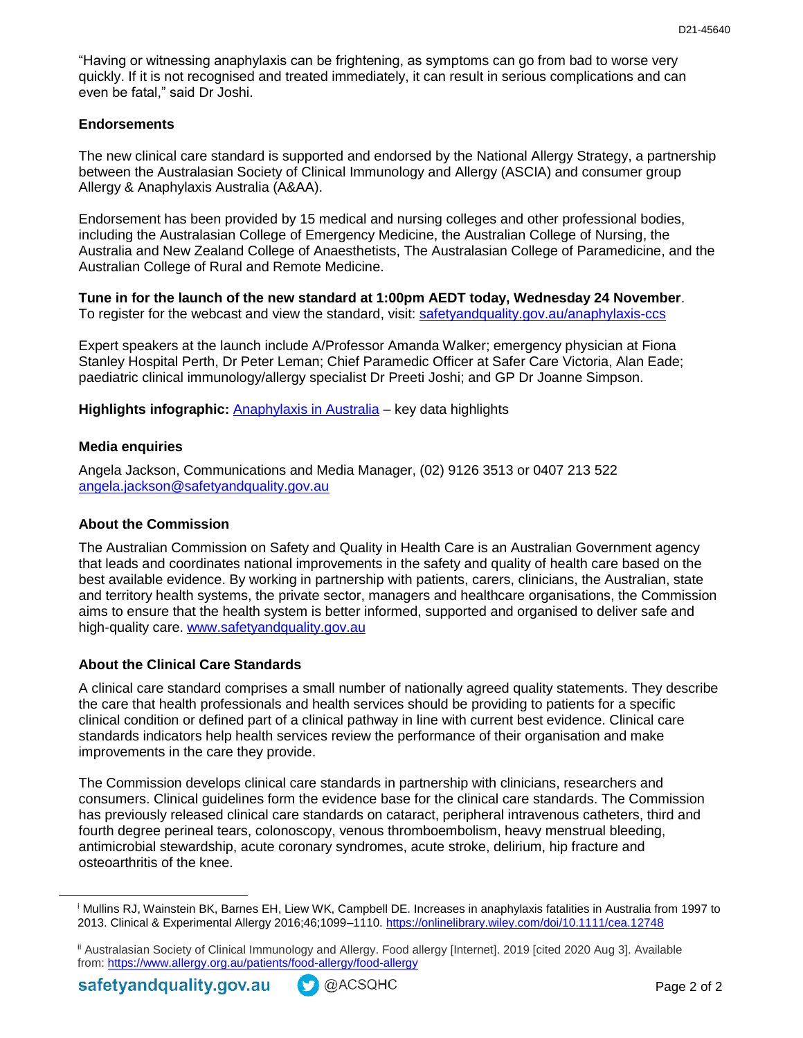"Having or witnessing anaphylaxis can be frightening, as symptoms can go from bad to worse very quickly. If it is not recognised and treated immediately, it can result in serious complications and can even be fatal," said Dr Joshi.

**Endorsements**

The new clinical care standard is supported and endorsed by the National Allergy Strategy, a partnership between the Australasian Society of Clinical Immunology and Allergy (ASCIA) and consumer group Allergy & Anaphylaxis Australia (A&AA).

Endorsement has been provided by 15 medical and nursing colleges and other professional bodies, including the Australasian College of Emergency Medicine, the Australian College of Nursing, the Australia and New Zealand College of Anaesthetists, The Australasian College of Paramedicine, and the Australian College of Rural and Remote Medicine.

**Tune in for the launch of the new standard at 1:00pm AEDT today, Wednesday 24 November**.
To register for the webcast and view the standard, visit: [safetyandquality.gov.au/anaphylaxis-ccs](safetyandquality.gov.au/anaphylaxis-ccs)

Expert speakers at the launch include A/Professor Amanda Walker; emergency physician at Fiona Stanley Hospital Perth, Dr Peter Leman; Chief Paramedic Officer at Safer Care Victoria, Alan Eade; paediatric clinical immunology/allergy specialist Dr Preeti Joshi; and GP Dr Joanne Simpson.

**Highlights infographic:** Anaphylaxis in Australia – key data highlights

**Media enquiries**

Angela Jackson, Communications and Media Manager, (02) 9126 3513 or 0407 213 522
angela.jackson@safetyandquality.gov.au

**About the Commission**

The Australian Commission on Safety and Quality in Health Care is an Australian Government agency that leads and coordinates national improvements in the safety and quality of health care based on the best available evidence. By working in partnership with patients, carers, clinicians, the Australian, state and territory health systems, the private sector, managers and healthcare organisations, the Commission aims to ensure that the health system is better informed, supported and organised to deliver safe and high-quality care. www.safetyandquality.gov.au

**About the Clinical Care Standards**

A clinical care standard comprises a small number of nationally agreed quality statements. They describe the care that health professionals and health services should be providing to patients for a specific clinical condition or defined part of a clinical pathway in line with current best evidence. Clinical care standards indicators help health services review the performance of their organisation and make improvements in the care they provide.

The Commission develops clinical care standards in partnership with clinicians, researchers and consumers. Clinical guidelines form the evidence base for the clinical care standards. The Commission has previously released clinical care standards on cataract, peripheral intravenous catheters, third and fourth degree perineal tears, colonoscopy, venous thromboembolism, heavy menstrual bleeding, antimicrobial stewardship, acute coronary syndromes, acute stroke, delirium, hip fracture and osteoarthritis of the knee.

---

[i] Mullins RJ, Wainstein BK, Barnes EH, Liew WK, Campbell DE. Increases in anaphylaxis fatalities in Australia from 1997 to 2013. Clinical & Experimental Allergy 2016;46;1099–1110. https://onlinelibrary.wiley.com/doi/10.1111/cea.12748

[ii] Australasian Society of Clinical Immunology and Allergy. Food allergy [Internet]. 2019 [cited 2020 Aug 3]. Available from: https://www.allergy.org.au/patients/food-allergy/food-allergy